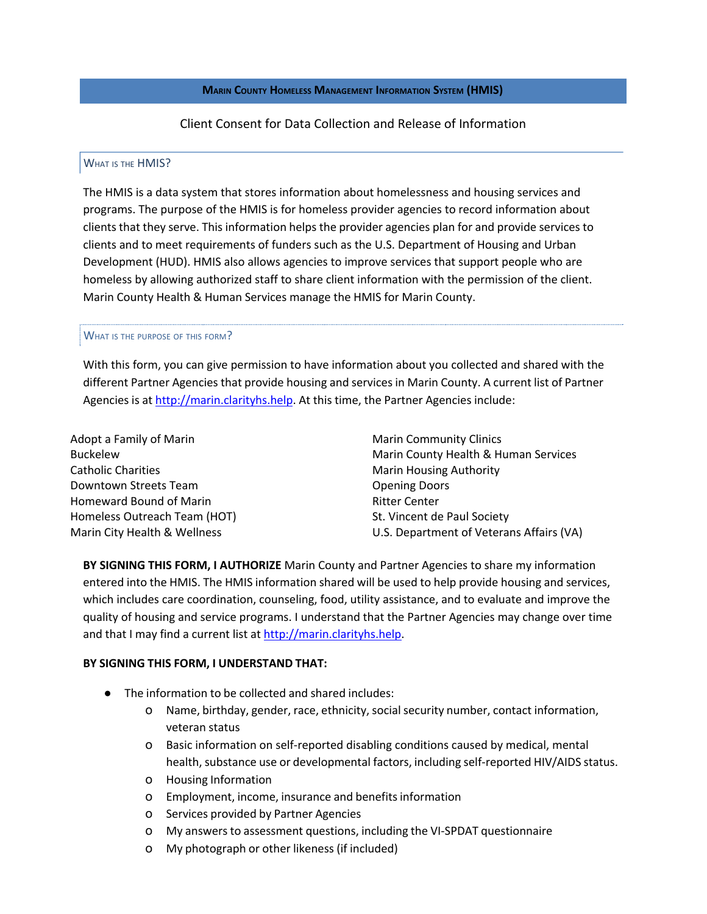# Marin County Homeless Management Information System (HMIS)

Client Consent for Data Collection and Release of Information

## What is the HMIS?

The HMIS is a data system that stores information about homelessness and housing services and programs. The purpose of the HMIS is for homeless provider agencies to record information about clients that they serve. This information helps the provider agencies plan for and provide services to clients and to meet requirements of funders such as the U.S. Department of Housing and Urban Development (HUD). HMIS also allows agencies to improve services that support people who are homeless by allowing authorized staff to share client information with the permission of the client. Marin County Health & Human Services manage the HMIS for Marin County.

## What is the purpose of this form?

With this form, you can give permission to have information about you collected and shared with the different Partner Agencies that provide housing and services in Marin County. A current list of Partner Agencies is at http://marin.clarityhs.help. At this time, the Partner Agencies include:

Adopt a Family of Marin
Buckelew
Catholic Charities
Downtown Streets Team
Homeward Bound of Marin
Homeless Outreach Team (HOT)
Marin City Health & Wellness
Marin Community Clinics
Marin County Health & Human Services
Marin Housing Authority
Opening Doors
Ritter Center
St. Vincent de Paul Society
U.S. Department of Veterans Affairs (VA)

**BY SIGNING THIS FORM, I AUTHORIZE** Marin County and Partner Agencies to share my information entered into the HMIS. The HMIS information shared will be used to help provide housing and services, which includes care coordination, counseling, food, utility assistance, and to evaluate and improve the quality of housing and service programs. I understand that the Partner Agencies may change over time and that I may find a current list at http://marin.clarityhs.help.

**BY SIGNING THIS FORM, I UNDERSTAND THAT:**

- The information to be collected and shared includes:
  - Name, birthday, gender, race, ethnicity, social security number, contact information, veteran status
  - Basic information on self-reported disabling conditions caused by medical, mental health, substance use or developmental factors, including self-reported HIV/AIDS status.
  - Housing Information
  - Employment, income, insurance and benefits information
  - Services provided by Partner Agencies
  - My answers to assessment questions, including the VI-SPDAT questionnaire
  - My photograph or other likeness (if included)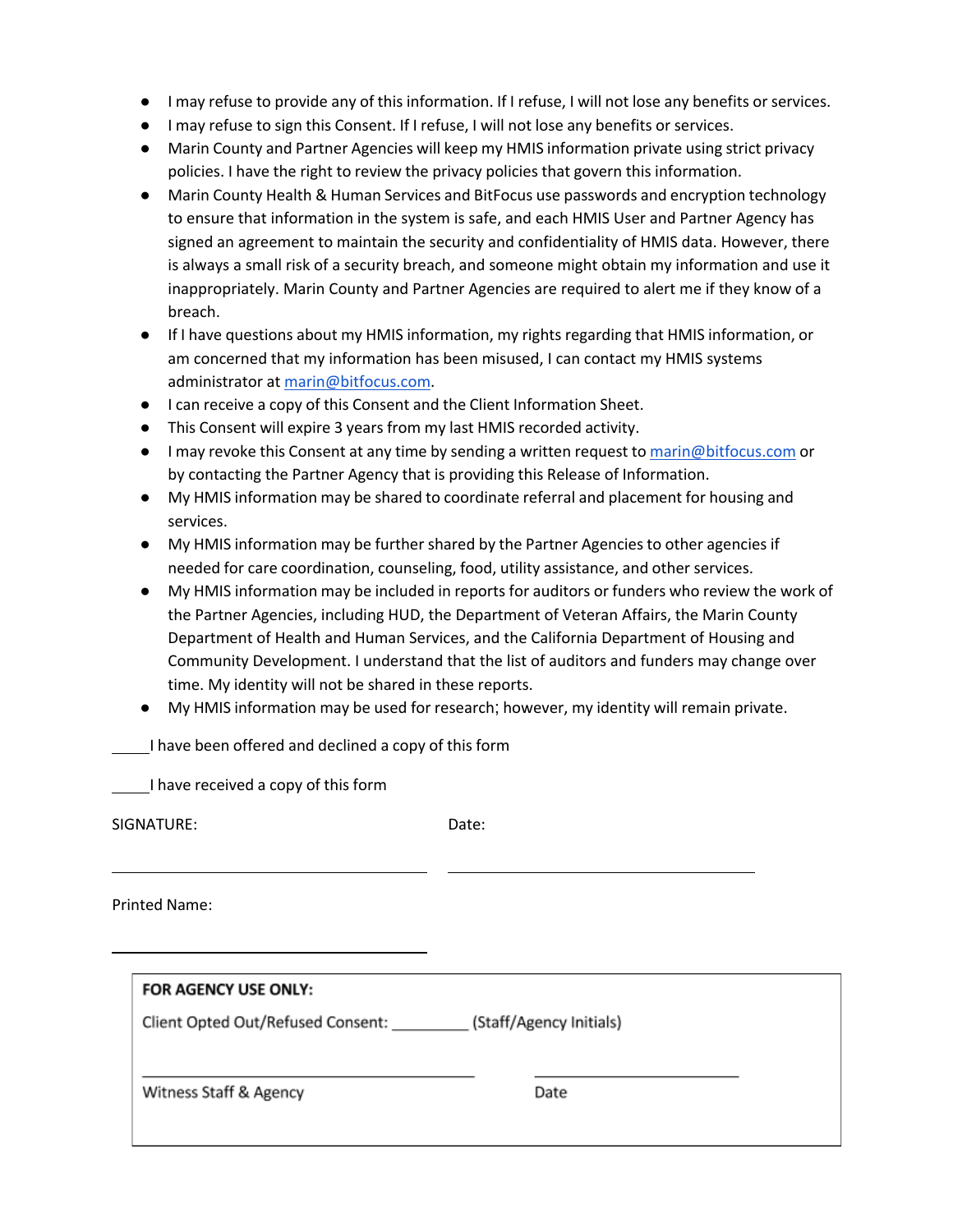- I may refuse to provide any of this information. If I refuse, I will not lose any benefits or services.
- I may refuse to sign this Consent. If I refuse, I will not lose any benefits or services.
- Marin County and Partner Agencies will keep my HMIS information private using strict privacy policies. I have the right to review the privacy policies that govern this information.
- Marin County Health & Human Services and BitFocus use passwords and encryption technology to ensure that information in the system is safe, and each HMIS User and Partner Agency has signed an agreement to maintain the security and confidentiality of HMIS data. However, there is always a small risk of a security breach, and someone might obtain my information and use it inappropriately. Marin County and Partner Agencies are required to alert me if they know of a breach.
- If I have questions about my HMIS information, my rights regarding that HMIS information, or am concerned that my information has been misused, I can contact my HMIS systems administrator at marin@bitfocus.com.
- I can receive a copy of this Consent and the Client Information Sheet.
- This Consent will expire 3 years from my last HMIS recorded activity.
- I may revoke this Consent at any time by sending a written request to marin@bitfocus.com or by contacting the Partner Agency that is providing this Release of Information.
- My HMIS information may be shared to coordinate referral and placement for housing and services.
- My HMIS information may be further shared by the Partner Agencies to other agencies if needed for care coordination, counseling, food, utility assistance, and other services.
- My HMIS information may be included in reports for auditors or funders who review the work of the Partner Agencies, including HUD, the Department of Veteran Affairs, the Marin County Department of Health and Human Services, and the California Department of Housing and Community Development. I understand that the list of auditors and funders may change over time. My identity will not be shared in these reports.
- My HMIS information may be used for research; however, my identity will remain private.

_____ I have been offered and declined a copy of this form

_____ I have received a copy of this form

SIGNATURE: ______________________________ Date: ______________________________

Printed Name: ______________________________

**FOR AGENCY USE ONLY:**

Client Opted Out/Refused Consent: _________ (Staff/Agency Initials)

______________________________ ______________________________

Witness Staff & Agency Date